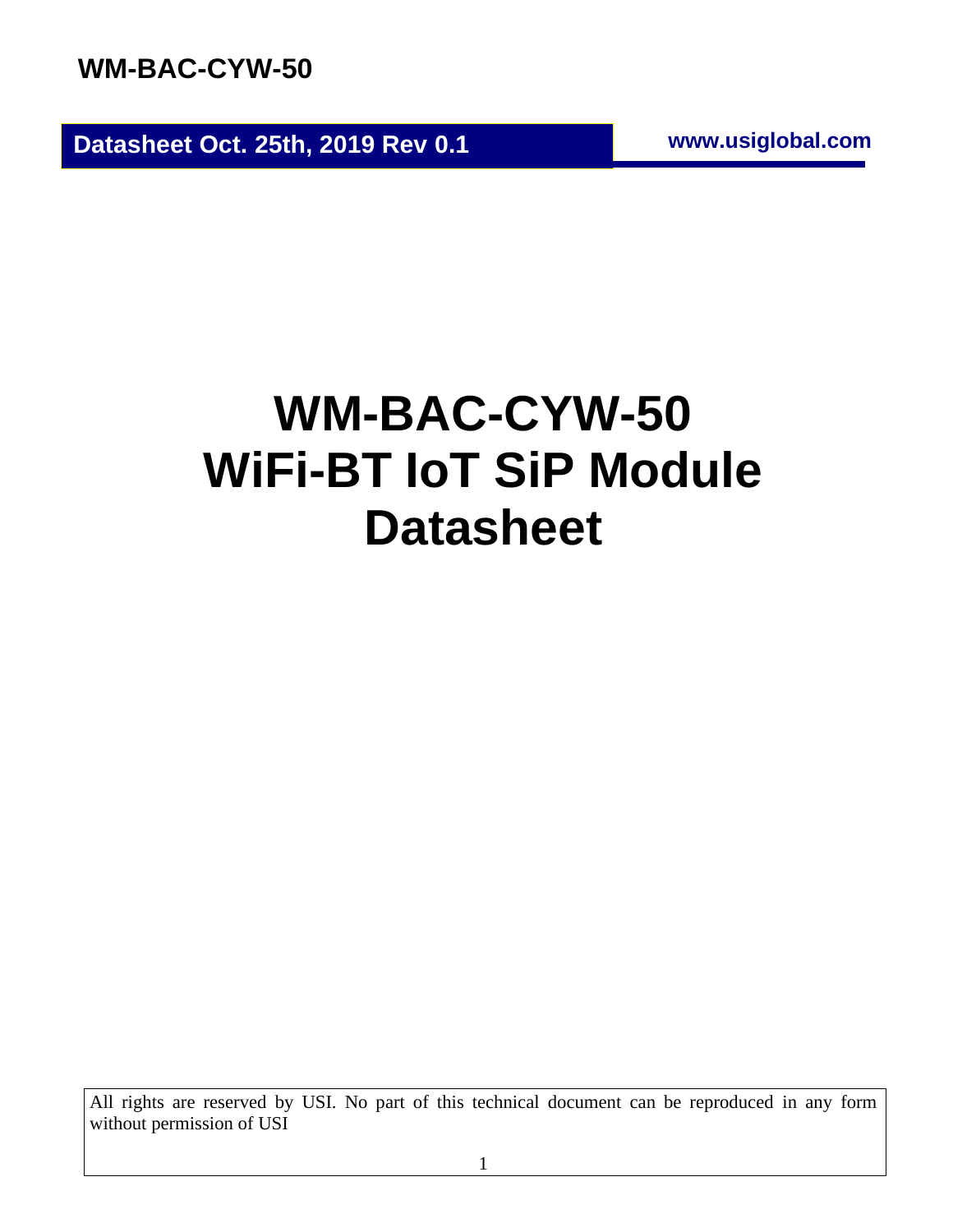**WM-BAC-CYW-50**

**Datasheet Oct. 25th, 2019 Rev 0.1**

**www.usiglobal.com**

# WM-BAC-CYW-50
# WiFi-BT IoT SiP Module
# Datasheet

All rights are reserved by USI. No part of this technical document can be reproduced in any form without permission of USI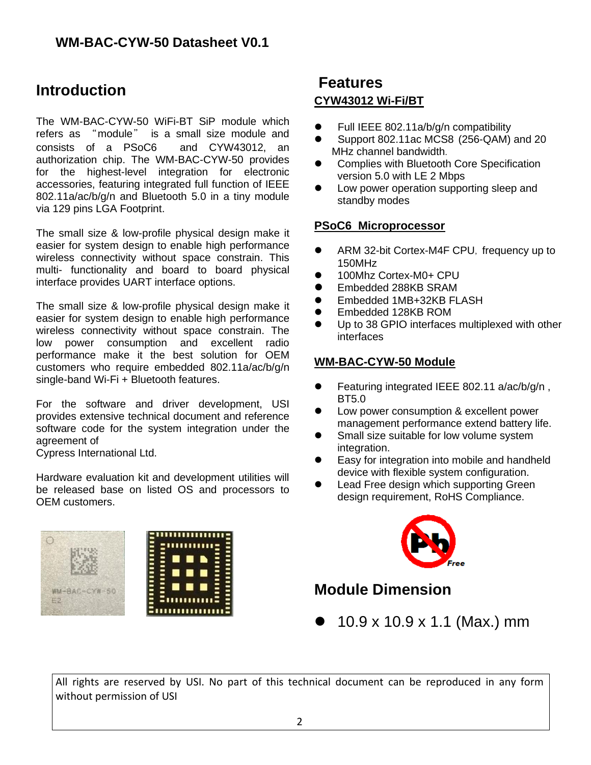## Introduction

The WM-BAC-CYW-50 WiFi-BT SiP module which refers as "module" is a small size module and consists of a PSoC6 and CYW43012, an authorization chip. The WM-BAC-CYW-50 provides for the highest-level integration for electronic accessories, featuring integrated full function of IEEE 802.11a/ac/b/g/n and Bluetooth 5.0 in a tiny module via 129 pins LGA Footprint.

The small size & low-profile physical design make it easier for system design to enable high performance wireless connectivity without space constrain. This multi- functionality and board to board physical interface provides UART interface options.

The small size & low-profile physical design make it easier for system design to enable high performance wireless connectivity without space constrain. The low power consumption and excellent radio performance make it the best solution for OEM customers who require embedded 802.11a/ac/b/g/n single-band Wi-Fi + Bluetooth features.

For the software and driver development, USI provides extensive technical document and reference software code for the system integration under the agreement of
Cypress International Ltd.

Hardware evaluation kit and development utilities will be released base on listed OS and processors to OEM customers.

## Features

**CYW43012 Wi-Fi/BT**

- Full IEEE 802.11a/b/g/n compatibility
- Support 802.11ac MCS8 (256-QAM) and 20 MHz channel bandwidth.
- Complies with Bluetooth Core Specification version 5.0 with LE 2 Mbps
- Low power operation supporting sleep and standby modes

**PSoC6 Microprocessor**

- ARM 32-bit Cortex-M4F CPU, frequency up to 150MHz
- 100Mhz Cortex-M0+ CPU
- Embedded 288KB SRAM
- Embedded 1MB+32KB FLASH
- Embedded 128KB ROM
- Up to 38 GPIO interfaces multiplexed with other interfaces

**WM-BAC-CYW-50 Module**

- Featuring integrated IEEE 802.11 a/ac/b/g/n , BT5.0
- Low power consumption & excellent power management performance extend battery life.
- Small size suitable for low volume system integration.
- Easy for integration into mobile and handheld device with flexible system configuration.
- Lead Free design which supporting Green design requirement, RoHS Compliance.

## Module Dimension

- 10.9 x 10.9 x 1.1 (Max.) mm

All rights are reserved by USI. No part of this technical document can be reproduced in any form without permission of USI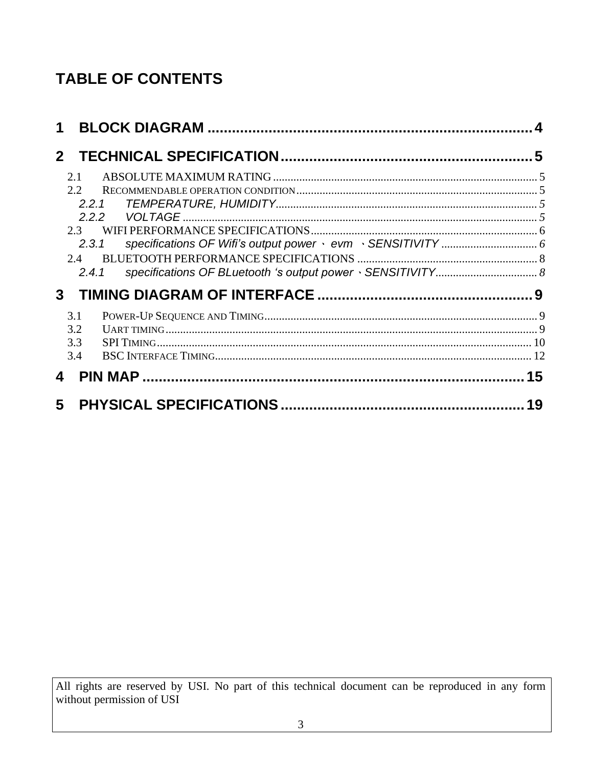# TABLE OF CONTENTS

**1 BLOCK DIAGRAM .................................................................................. 4**

**2 TECHNICAL SPECIFICATION .............................................................. 5**

2.1 ABSOLUTE MAXIMUM RATING ........................................................................................... 5

2.2 RECOMMENDABLE OPERATION CONDITION ........................................................................... 5

*2.2.1 TEMPERATURE, HUMIDITY ........................................................................................... 5*

*2.2.2 VOLTAGE ........................................................................................................................ 5*

2.3 WIFI PERFORMANCE SPECIFICATIONS .................................................................................. 6

*2.3.1 specifications OF Wifi's output power 、 evm 、SENSITIVITY ................................. 6*

2.4 BLUETOOTH PERFORMANCE SPECIFICATIONS ....................................................................... 8

*2.4.1 specifications OF BLuetooth 's output power、SENSITIVITY.................................... 8*

**3 TIMING DIAGRAM OF INTERFACE ..................................................... 9**

3.1 POWER-UP SEQUENCE AND TIMING ......................................................................................... 9

3.2 UART TIMING ........................................................................................................................ 9

3.3 SPI TIMING .......................................................................................................................... 10

3.4 BSC INTERFACE TIMING ...................................................................................................... 12

**4 PIN MAP ................................................................................................ 15**

**5 PHYSICAL SPECIFICATIONS ............................................................ 19**

All rights are reserved by USI. No part of this technical document can be reproduced in any form without permission of USI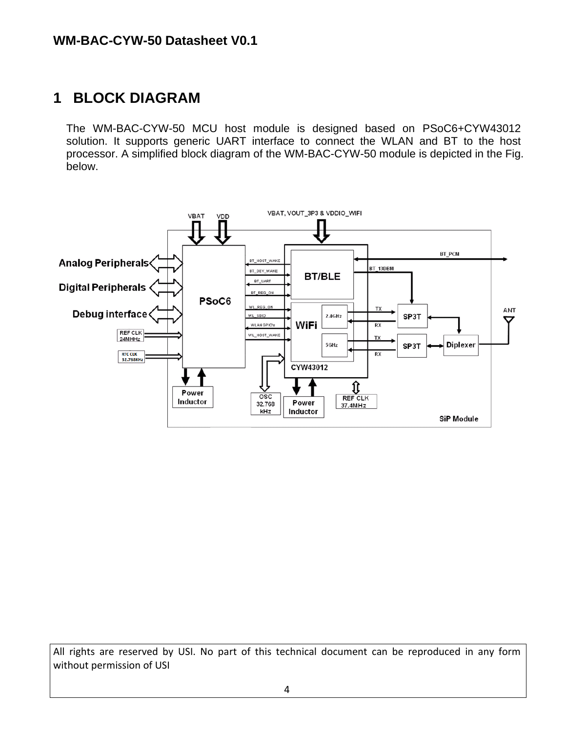# 1 BLOCK DIAGRAM

The WM-BAC-CYW-50 MCU host module is designed based on PSoC6+CYW43012 solution. It supports generic UART interface to connect the WLAN and BT to the host processor. A simplified block diagram of the WM-BAC-CYW-50 module is depicted in the Fig. below.

VBAT
VDD
VBAT, VOUT_3P3 & VDDIO_WIFI
Analog Peripherals
Digital Peripherals
Debug interface
REF CLK 24MHHz
RTC CLK 32.768KHz
PSoC6
BT_HOST_WAKE
BT_DEV_WAKE
BT_UART
BT_REG_ON
WL_REG_ON
WL_SDIO
WLAN GPIO's
WL_HOST_WAKE
BT/BLE
WiFi
2.4GHz
5GHz
CYW43012
BT_PCM
BT_13DBM
TX
RX
TX
RX
SP3T
SP3T
Diplexer
ANT
Power Inductor
OSC 32.768 kHz
Power Inductor
REF CLK 37.4MHz
SiP Module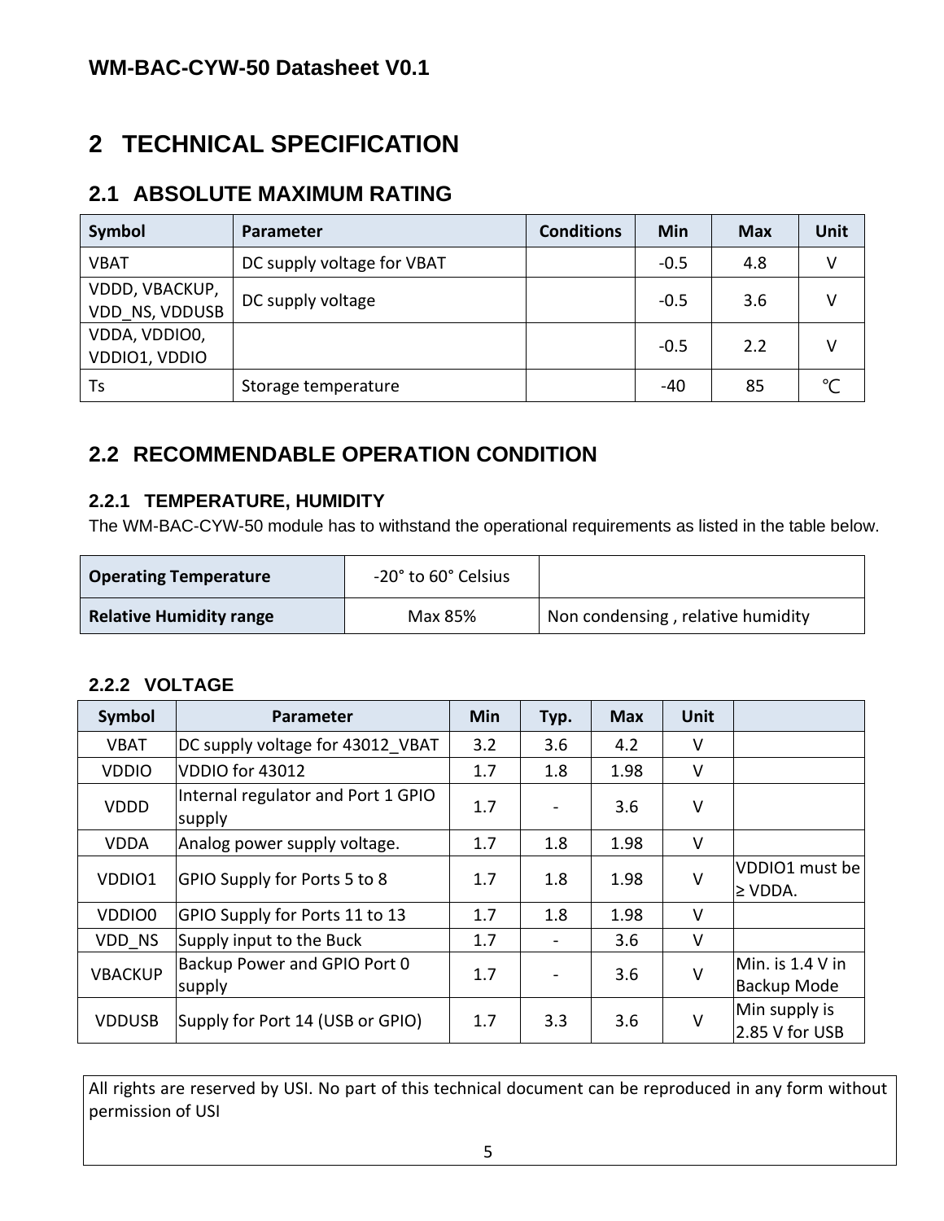# 2 TECHNICAL SPECIFICATION

## 2.1 ABSOLUTE MAXIMUM RATING

| Symbol | Parameter | Conditions | Min | Max | Unit |
|---|---|---|---|---|---|
| VBAT | DC supply voltage for VBAT | | -0.5 | 4.8 | V |
| VDDD, VBACKUP, VDD_NS, VDDUSB | DC supply voltage | | -0.5 | 3.6 | V |
| VDDA, VDDIO0, VDDIO1, VDDIO | | | -0.5 | 2.2 | V |
| Ts | Storage temperature | | -40 | 85 | ℃ |

## 2.2 RECOMMENDABLE OPERATION CONDITION

### 2.2.1 TEMPERATURE, HUMIDITY

The WM-BAC-CYW-50 module has to withstand the operational requirements as listed in the table below.

| | | |
|---|---|---|
| **Operating Temperature** | -20° to 60° Celsius | |
| **Relative Humidity range** | Max 85% | Non condensing , relative humidity |

### 2.2.2 VOLTAGE

| Symbol | Parameter | Min | Typ. | Max | Unit | |
|---|---|---|---|---|---|---|
| VBAT | DC supply voltage for 43012_VBAT | 3.2 | 3.6 | 4.2 | V | |
| VDDIO | VDDIO for 43012 | 1.7 | 1.8 | 1.98 | V | |
| VDDD | Internal regulator and Port 1 GPIO supply | 1.7 | - | 3.6 | V | |
| VDDA | Analog power supply voltage. | 1.7 | 1.8 | 1.98 | V | |
| VDDIO1 | GPIO Supply for Ports 5 to 8 | 1.7 | 1.8 | 1.98 | V | VDDIO1 must be ≥ VDDA. |
| VDDIO0 | GPIO Supply for Ports 11 to 13 | 1.7 | 1.8 | 1.98 | V | |
| VDD_NS | Supply input to the Buck | 1.7 | - | 3.6 | V | |
| VBACKUP | Backup Power and GPIO Port 0 supply | 1.7 | - | 3.6 | V | Min. is 1.4 V in Backup Mode |
| VDDUSB | Supply for Port 14 (USB or GPIO) | 1.7 | 3.3 | 3.6 | V | Min supply is 2.85 V for USB |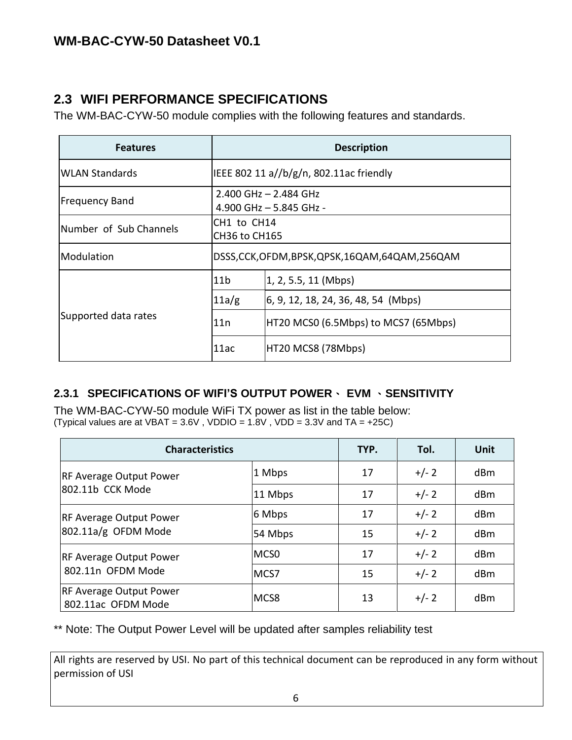## 2.3 WIFI PERFORMANCE SPECIFICATIONS

The WM-BAC-CYW-50 module complies with the following features and standards.

| Features | Description | |
|---|---|---|
| WLAN Standards | IEEE 802 11 a//b/g/n, 802.11ac friendly | |
| Frequency Band | 2.400 GHz – 2.484 GHz<br>4.900 GHz – 5.845 GHz - | |
| Number of Sub Channels | CH1 to CH14<br>CH36 to CH165 | |
| Modulation | DSSS,CCK,OFDM,BPSK,QPSK,16QAM,64QAM,256QAM | |
| Supported data rates | 11b | 1, 2, 5.5, 11 (Mbps) |
| | 11a/g | 6, 9, 12, 18, 24, 36, 48, 54 (Mbps) |
| | 11n | HT20 MCS0 (6.5Mbps) to MCS7 (65Mbps) |
| | 11ac | HT20 MCS8 (78Mbps) |

### 2.3.1 SPECIFICATIONS OF WIFI'S OUTPUT POWER、 EVM 、SENSITIVITY

The WM-BAC-CYW-50 module WiFi TX power as list in the table below:
(Typical values are at VBAT = 3.6V , VDDIO = 1.8V , VDD = 3.3V and TA = +25C)

| Characteristics | | TYP. | Tol. | Unit |
|---|---|---|---|---|
| RF Average Output Power 802.11b CCK Mode | 1 Mbps | 17 | +/- 2 | dBm |
| | 11 Mbps | 17 | +/- 2 | dBm |
| RF Average Output Power 802.11a/g OFDM Mode | 6 Mbps | 17 | +/- 2 | dBm |
| | 54 Mbps | 15 | +/- 2 | dBm |
| RF Average Output Power 802.11n OFDM Mode | MCS0 | 17 | +/- 2 | dBm |
| | MCS7 | 15 | +/- 2 | dBm |
| RF Average Output Power 802.11ac OFDM Mode | MCS8 | 13 | +/- 2 | dBm |

** Note: The Output Power Level will be updated after samples reliability test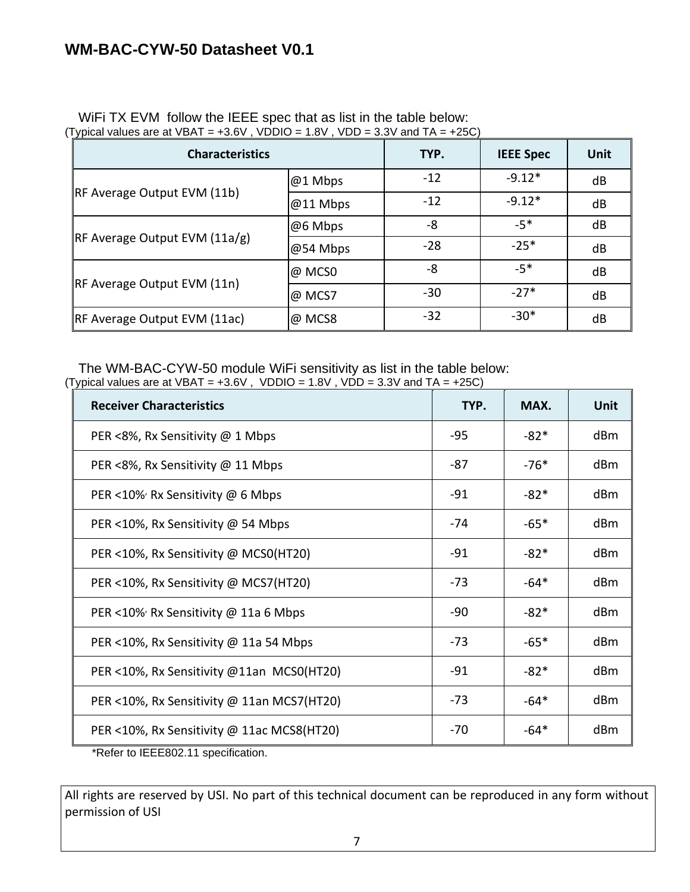WiFi TX EVM follow the IEEE spec that as list in the table below:

(Typical values are at VBAT = +3.6V , VDDIO = 1.8V , VDD = 3.3V and TA = +25C)

| Characteristics | | TYP. | IEEE Spec | Unit |
|---|---|---|---|---|
| RF Average Output EVM (11b) | @1 Mbps | -12 | -9.12* | dB |
| | @11 Mbps | -12 | -9.12* | dB |
| RF Average Output EVM (11a/g) | @6 Mbps | -8 | -5* | dB |
| | @54 Mbps | -28 | -25* | dB |
| RF Average Output EVM (11n) | @ MCS0 | -8 | -5* | dB |
| | @ MCS7 | -30 | -27* | dB |
| RF Average Output EVM (11ac) | @ MCS8 | -32 | -30* | dB |

The WM-BAC-CYW-50 module WiFi sensitivity as list in the table below:

(Typical values are at VBAT = +3.6V , VDDIO = 1.8V , VDD = 3.3V and TA = +25C)

| Receiver Characteristics | TYP. | MAX. | Unit |
|---|---|---|---|
| PER <8%, Rx Sensitivity @ 1 Mbps | -95 | -82* | dBm |
| PER <8%, Rx Sensitivity @ 11 Mbps | -87 | -76* | dBm |
| PER <10%, Rx Sensitivity @ 6 Mbps | -91 | -82* | dBm |
| PER <10%, Rx Sensitivity @ 54 Mbps | -74 | -65* | dBm |
| PER <10%, Rx Sensitivity @ MCS0(HT20) | -91 | -82* | dBm |
| PER <10%, Rx Sensitivity @ MCS7(HT20) | -73 | -64* | dBm |
| PER <10%, Rx Sensitivity @ 11a 6 Mbps | -90 | -82* | dBm |
| PER <10%, Rx Sensitivity @ 11a 54 Mbps | -73 | -65* | dBm |
| PER <10%, Rx Sensitivity @11an MCS0(HT20) | -91 | -82* | dBm |
| PER <10%, Rx Sensitivity @ 11an MCS7(HT20) | -73 | -64* | dBm |
| PER <10%, Rx Sensitivity @ 11ac MCS8(HT20) | -70 | -64* | dBm |

*Refer to IEEE802.11 specification.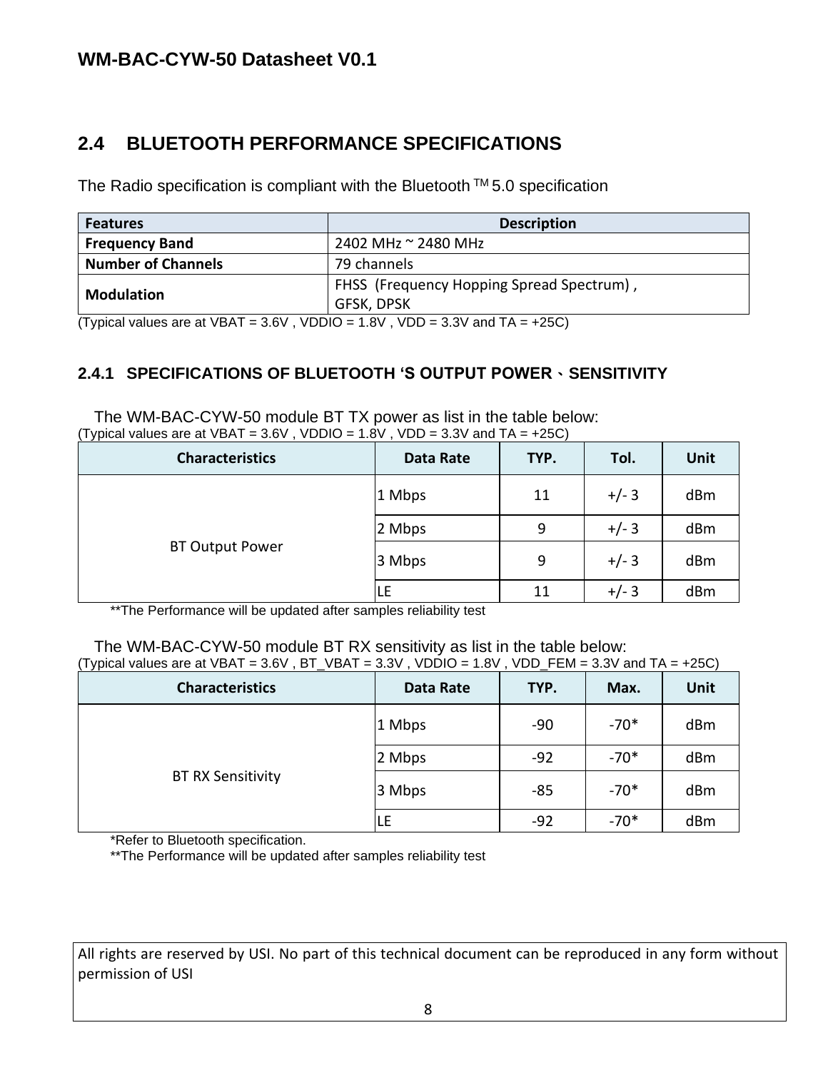## 2.4 BLUETOOTH PERFORMANCE SPECIFICATIONS

The Radio specification is compliant with the Bluetooth TM 5.0 specification

| Features | Description |
|---|---|
| **Frequency Band** | 2402 MHz ~ 2480 MHz |
| **Number of Channels** | 79 channels |
| **Modulation** | FHSS (Frequency Hopping Spread Spectrum) , GFSK, DPSK |

(Typical values are at VBAT = 3.6V , VDDIO = 1.8V , VDD = 3.3V and TA = +25C)

### 2.4.1 SPECIFICATIONS OF BLUETOOTH 'S OUTPUT POWER、SENSITIVITY

The WM-BAC-CYW-50 module BT TX power as list in the table below:

(Typical values are at VBAT = 3.6V , VDDIO = 1.8V , VDD = 3.3V and TA = +25C)

| Characteristics | Data Rate | TYP. | Tol. | Unit |
|---|---|---|---|---|
| BT Output Power | 1 Mbps | 11 | +/- 3 | dBm |
| | 2 Mbps | 9 | +/- 3 | dBm |
| | 3 Mbps | 9 | +/- 3 | dBm |
| | LE | 11 | +/- 3 | dBm |

**The Performance will be updated after samples reliability test

The WM-BAC-CYW-50 module BT RX sensitivity as list in the table below:

(Typical values are at VBAT = 3.6V , BT_VBAT = 3.3V , VDDIO = 1.8V , VDD_FEM = 3.3V and TA = +25C)

| Characteristics | Data Rate | TYP. | Max. | Unit |
|---|---|---|---|---|
| BT RX Sensitivity | 1 Mbps | -90 | -70* | dBm |
| | 2 Mbps | -92 | -70* | dBm |
| | 3 Mbps | -85 | -70* | dBm |
| | LE | -92 | -70* | dBm |

*Refer to Bluetooth specification.

**The Performance will be updated after samples reliability test

All rights are reserved by USI. No part of this technical document can be reproduced in any form without permission of USI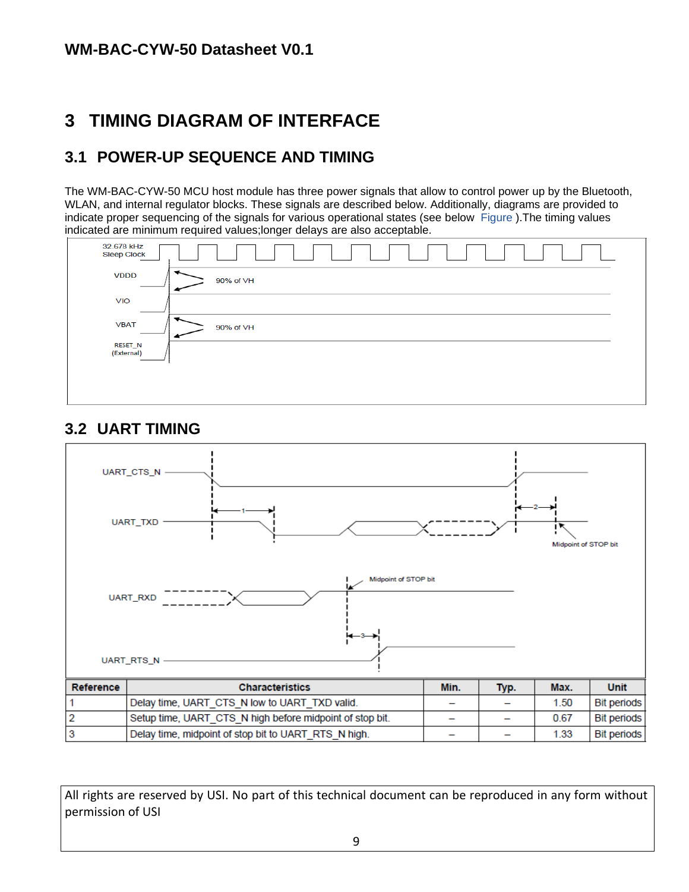# 3 TIMING DIAGRAM OF INTERFACE

## 3.1 POWER-UP SEQUENCE AND TIMING

The WM-BAC-CYW-50 MCU host module has three power signals that allow to control power up by the Bluetooth, WLAN, and internal regulator blocks. These signals are described below. Additionally, diagrams are provided to indicate proper sequencing of the signals for various operational states (see below Figure ).The timing values indicated are minimum required values;longer delays are also acceptable.

## 3.2 UART TIMING

| Reference | Characteristics | Min. | Typ. | Max. | Unit |
|---|---|---|---|---|---|
| 1 | Delay time, UART_CTS_N low to UART_TXD valid. | – | – | 1.50 | Bit periods |
| 2 | Setup time, UART_CTS_N high before midpoint of stop bit. | – | – | 0.67 | Bit periods |
| 3 | Delay time, midpoint of stop bit to UART_RTS_N high. | – | – | 1.33 | Bit periods |

All rights are reserved by USI. No part of this technical document can be reproduced in any form without permission of USI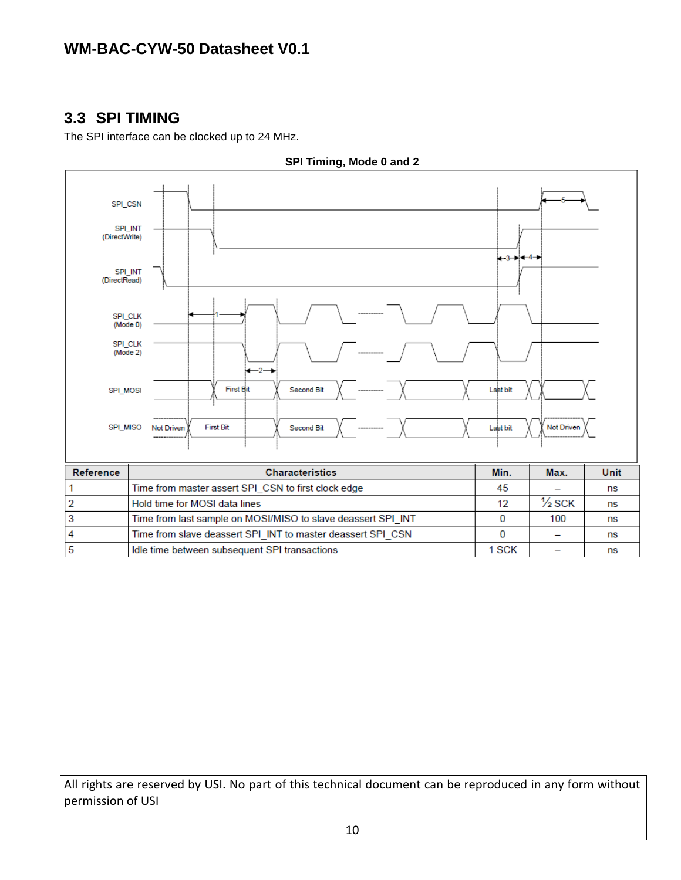## 3.3 SPI TIMING

The SPI interface can be clocked up to 24 MHz.

**SPI Timing, Mode 0 and 2**

SPI_CSN

SPI_INT (DirectWrite)

SPI_INT (DirectRead)

SPI_CLK (Mode 0)

SPI_CLK (Mode 2)

SPI_MOSI

SPI_MISO

Not Driven

First Bit

Second Bit

Last bit

Not Driven

1

2

3

4

5

| Reference | Characteristics | Min. | Max. | Unit |
|---|---|---|---|---|
| 1 | Time from master assert SPI_CSN to first clock edge | 45 | – | ns |
| 2 | Hold time for MOSI data lines | 12 | ½ SCK | ns |
| 3 | Time from last sample on MOSI/MISO to slave deassert SPI_INT | 0 | 100 | ns |
| 4 | Time from slave deassert SPI_INT to master deassert SPI_CSN | 0 | – | ns |
| 5 | Idle time between subsequent SPI transactions | 1 SCK | – | ns |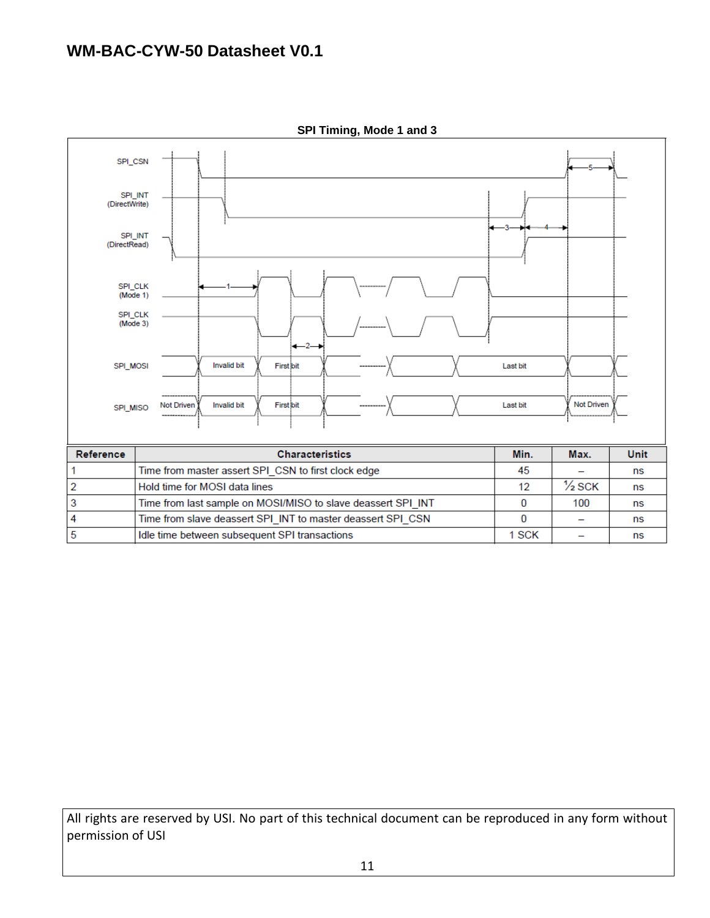**SPI Timing, Mode 1 and 3**

SPI_CSN

SPI_INT (DirectWrite)

SPI_INT (DirectRead)

SPI_CLK (Mode 1)

SPI_CLK (Mode 3)

SPI_MOSI

SPI_MISO

1

2

3

4

5

Invalid bit

First bit

Last bit

Not Driven

Invalid bit

First bit

Last bit

Not Driven

| Reference | Characteristics | Min. | Max. | Unit |
|---|---|---|---|---|
| 1 | Time from master assert SPI_CSN to first clock edge | 45 | – | ns |
| 2 | Hold time for MOSI data lines | 12 | ½ SCK | ns |
| 3 | Time from last sample on MOSI/MISO to slave deassert SPI_INT | 0 | 100 | ns |
| 4 | Time from slave deassert SPI_INT to master deassert SPI_CSN | 0 | – | ns |
| 5 | Idle time between subsequent SPI transactions | 1 SCK | – | ns |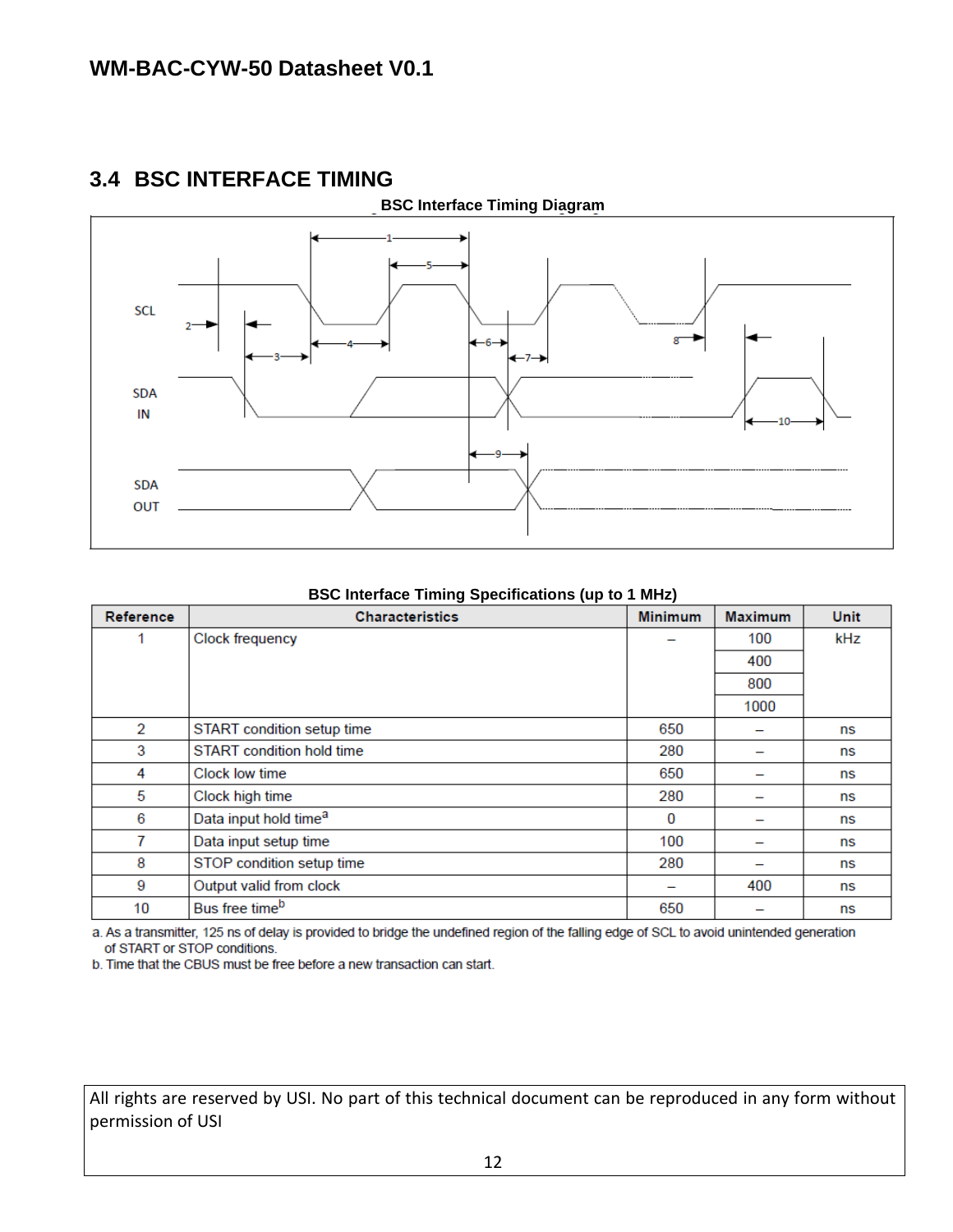## 3.4 BSC INTERFACE TIMING

**BSC Interface Timing Diagram**

SCL

SDA IN

SDA OUT

1
2
3
4
5
6
7
8
9
10

**BSC Interface Timing Specifications (up to 1 MHz)**

| Reference | Characteristics | Minimum | Maximum | Unit |
|---|---|---|---|---|
| 1 | Clock frequency | – | 100 | kHz |
| | | | 400 | |
| | | | 800 | |
| | | | 1000 | |
| 2 | START condition setup time | 650 | – | ns |
| 3 | START condition hold time | 280 | – | ns |
| 4 | Clock low time | 650 | – | ns |
| 5 | Clock high time | 280 | – | ns |
| 6 | Data input hold time[a] | 0 | – | ns |
| 7 | Data input setup time | 100 | – | ns |
| 8 | STOP condition setup time | 280 | – | ns |
| 9 | Output valid from clock | – | 400 | ns |
| 10 | Bus free time[b] | 650 | – | ns |

a. As a transmitter, 125 ns of delay is provided to bridge the undefined region of the falling edge of SCL to avoid unintended generation of START or STOP conditions.

b. Time that the CBUS must be free before a new transaction can start.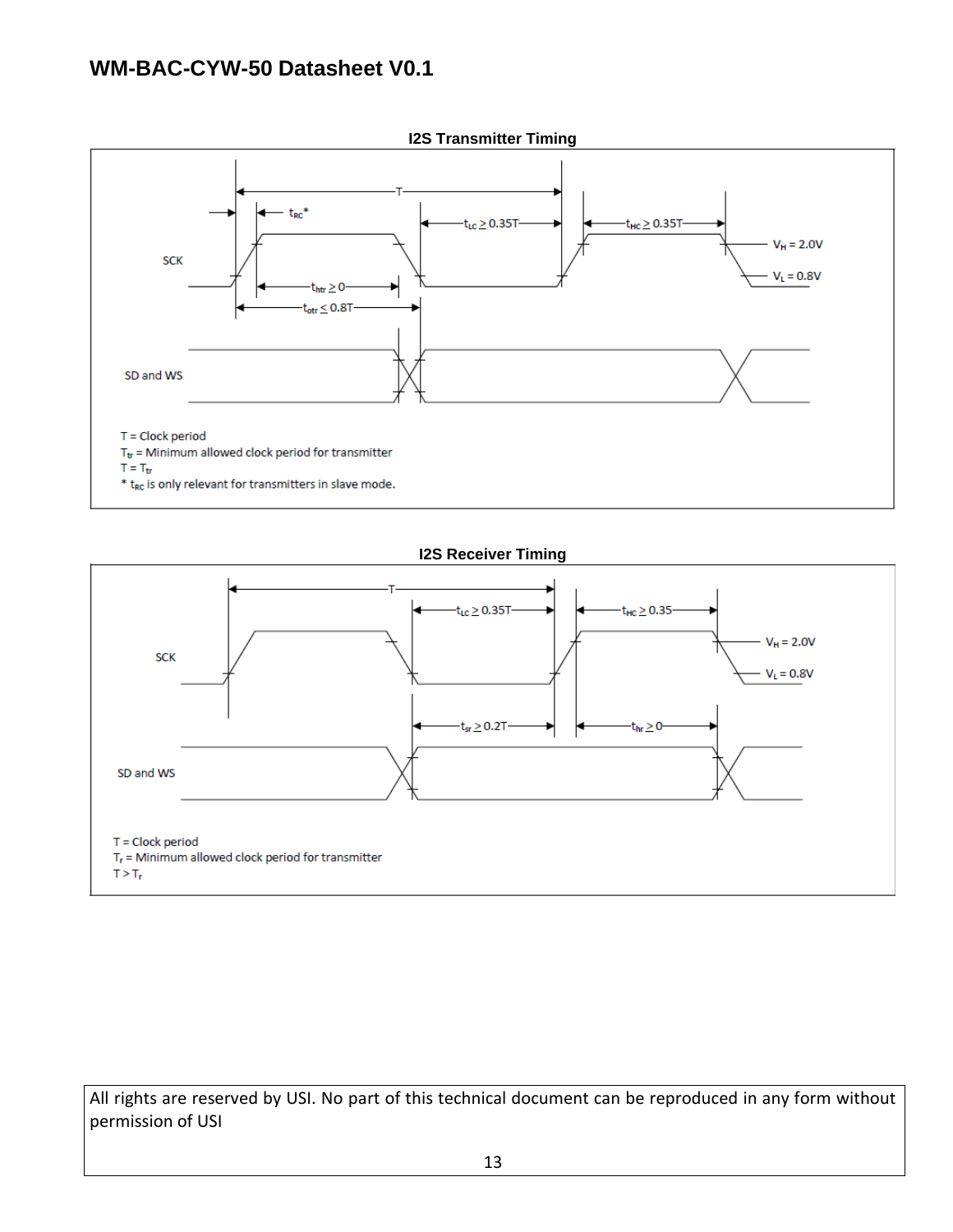**I2S Transmitter Timing**

T

$t_{RC}$*

$t_{LC} \geq 0.35T$

$t_{HC} \geq 0.35T$

SCK

$V_H = 2.0V$

$V_L = 0.8V$

$t_{htr} \geq 0$

$t_{otr} \leq 0.8T$

SD and WS

T = Clock period

$T_{tr}$ = Minimum allowed clock period for transmitter

$T = T_{tr}$

* $t_{RC}$ is only relevant for transmitters in slave mode.

**I2S Receiver Timing**

T

$t_{LC} \geq 0.35T$

$t_{HC} \geq 0.35$

SCK

$V_H = 2.0V$

$V_L = 0.8V$

$t_{sr} \geq 0.2T$

$t_{hr} \geq 0$

SD and WS

T = Clock period

$T_r$ = Minimum allowed clock period for transmitter

$T > T_r$

All rights are reserved by USI. No part of this technical document can be reproduced in any form without permission of USI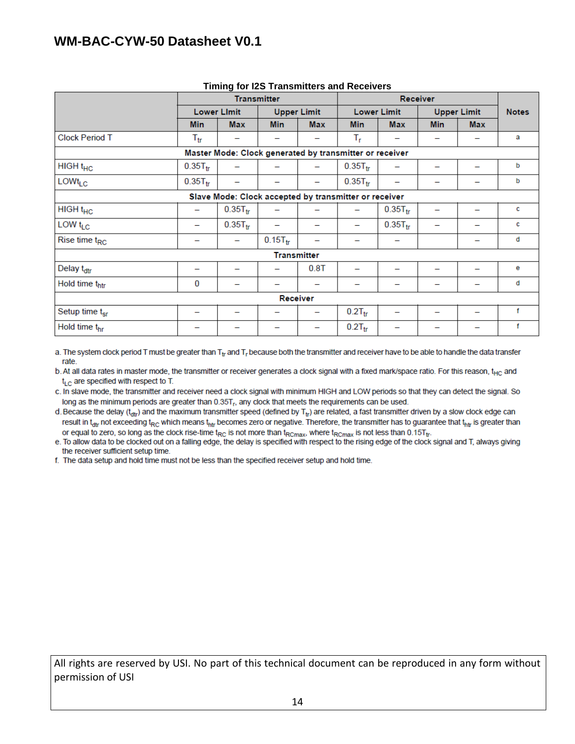**Timing for I2S Transmitters and Receivers**

| | Transmitter | | | | Receiver | | | | Notes |
|---|---|---|---|---|---|---|---|---|---|
| | Lower LImit | | Upper Limit | | Lower Limit | | Upper Limit | | |
| | Min | Max | Min | Max | Min | Max | Min | Max | |
| Clock Period T | $T_{tr}$ | – | – | – | $T_r$ | – | – | – | a |
| **Master Mode: Clock generated by transmitter or receiver** | | | | | | | | | |
| HIGH $t_{HC}$ | $0.35T_{tr}$ | – | – | – | $0.35T_{tr}$ | – | – | – | b |
| LOW$t_{LC}$ | $0.35T_{tr}$ | – | – | – | $0.35T_{tr}$ | – | – | – | b |
| **Slave Mode: Clock accepted by transmitter or receiver** | | | | | | | | | |
| HIGH $t_{HC}$ | – | $0.35T_{tr}$ | – | – | – | $0.35T_{tr}$ | – | – | c |
| LOW $t_{LC}$ | – | $0.35T_{tr}$ | – | – | – | $0.35T_{tr}$ | – | – | c |
| Rise time $t_{RC}$ | – | – | $0.15T_{tr}$ | – | – | – | | – | d |
| **Transmitter** | | | | | | | | | |
| Delay $t_{dtr}$ | – | – | – | 0.8T | – | – | – | – | e |
| Hold time $t_{htr}$ | 0 | – | – | – | – | – | – | – | d |
| **Receiver** | | | | | | | | | |
| Setup time $t_{sr}$ | – | – | – | – | $0.2T_{tr}$ | – | – | – | f |
| Hold time $t_{hr}$ | – | – | – | – | $0.2T_{tr}$ | – | – | – | f |

a. The system clock period T must be greater than $T_{tr}$ and $T_r$ because both the transmitter and receiver have to be able to handle the data transfer rate.

b. At all data rates in master mode, the transmitter or receiver generates a clock signal with a fixed mark/space ratio. For this reason, $t_{HC}$ and $t_{LC}$ are specified with respect to T.

c. In slave mode, the transmitter and receiver need a clock signal with minimum HIGH and LOW periods so that they can detect the signal. So long as the minimum periods are greater than $0.35T_r$, any clock that meets the requirements can be used.

d. Because the delay ($t_{dtr}$) and the maximum transmitter speed (defined by $T_{tr}$) are related, a fast transmitter driven by a slow clock edge can result in $t_{dtr}$ not exceeding $t_{RC}$ which means $t_{htr}$ becomes zero or negative. Therefore, the transmitter has to guarantee that $t_{htr}$ is greater than or equal to zero, so long as the clock rise-time $t_{RC}$ is not more than $t_{RCmax}$, where $t_{RCmax}$ is not less than $0.15T_{tr}$.

e. To allow data to be clocked out on a falling edge, the delay is specified with respect to the rising edge of the clock signal and T, always giving the receiver sufficient setup time.

f. The data setup and hold time must not be less than the specified receiver setup and hold time.

All rights are reserved by USI. No part of this technical document can be reproduced in any form without permission of USI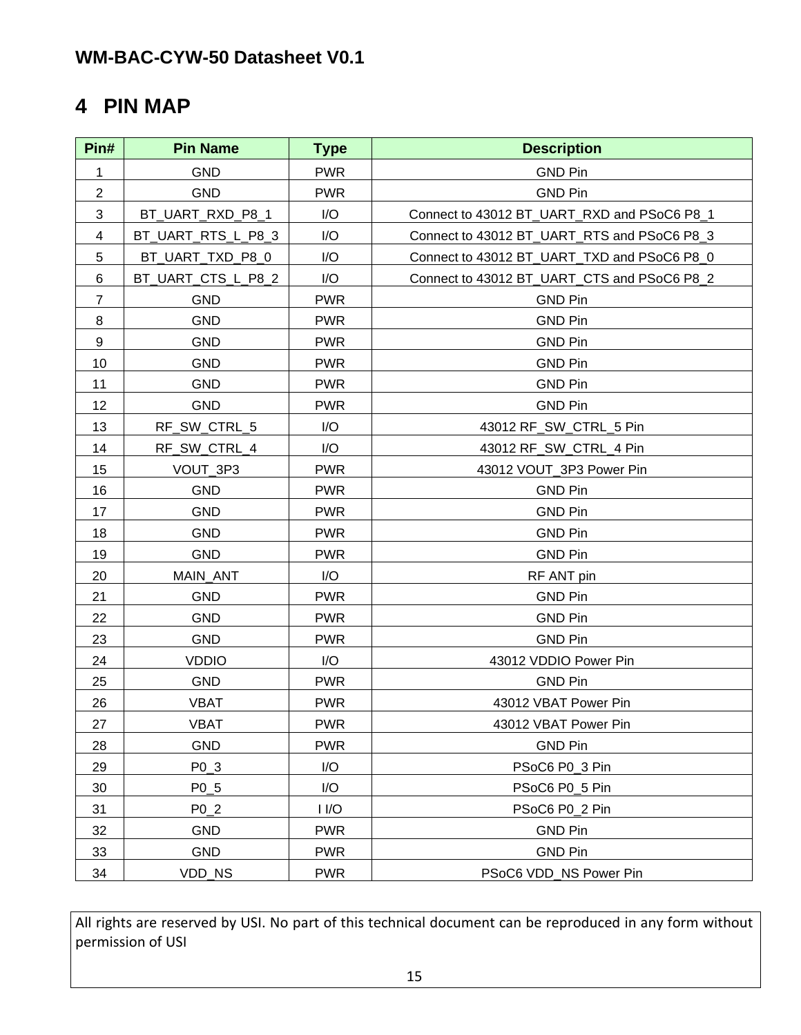# 4 PIN MAP

| Pin# | Pin Name | Type | Description |
|---|---|---|---|
| 1 | GND | PWR | GND Pin |
| 2 | GND | PWR | GND Pin |
| 3 | BT_UART_RXD_P8_1 | I/O | Connect to 43012 BT_UART_RXD and PSoC6 P8_1 |
| 4 | BT_UART_RTS_L_P8_3 | I/O | Connect to 43012 BT_UART_RTS and PSoC6 P8_3 |
| 5 | BT_UART_TXD_P8_0 | I/O | Connect to 43012 BT_UART_TXD and PSoC6 P8_0 |
| 6 | BT_UART_CTS_L_P8_2 | I/O | Connect to 43012 BT_UART_CTS and PSoC6 P8_2 |
| 7 | GND | PWR | GND Pin |
| 8 | GND | PWR | GND Pin |
| 9 | GND | PWR | GND Pin |
| 10 | GND | PWR | GND Pin |
| 11 | GND | PWR | GND Pin |
| 12 | GND | PWR | GND Pin |
| 13 | RF_SW_CTRL_5 | I/O | 43012 RF_SW_CTRL_5 Pin |
| 14 | RF_SW_CTRL_4 | I/O | 43012 RF_SW_CTRL_4 Pin |
| 15 | VOUT_3P3 | PWR | 43012 VOUT_3P3 Power Pin |
| 16 | GND | PWR | GND Pin |
| 17 | GND | PWR | GND Pin |
| 18 | GND | PWR | GND Pin |
| 19 | GND | PWR | GND Pin |
| 20 | MAIN_ANT | I/O | RF ANT pin |
| 21 | GND | PWR | GND Pin |
| 22 | GND | PWR | GND Pin |
| 23 | GND | PWR | GND Pin |
| 24 | VDDIO | I/O | 43012 VDDIO Power Pin |
| 25 | GND | PWR | GND Pin |
| 26 | VBAT | PWR | 43012 VBAT Power Pin |
| 27 | VBAT | PWR | 43012 VBAT Power Pin |
| 28 | GND | PWR | GND Pin |
| 29 | P0_3 | I/O | PSoC6 P0_3 Pin |
| 30 | P0_5 | I/O | PSoC6 P0_5 Pin |
| 31 | P0_2 | I I/O | PSoC6 P0_2 Pin |
| 32 | GND | PWR | GND Pin |
| 33 | GND | PWR | GND Pin |
| 34 | VDD_NS | PWR | PSoC6 VDD_NS Power Pin |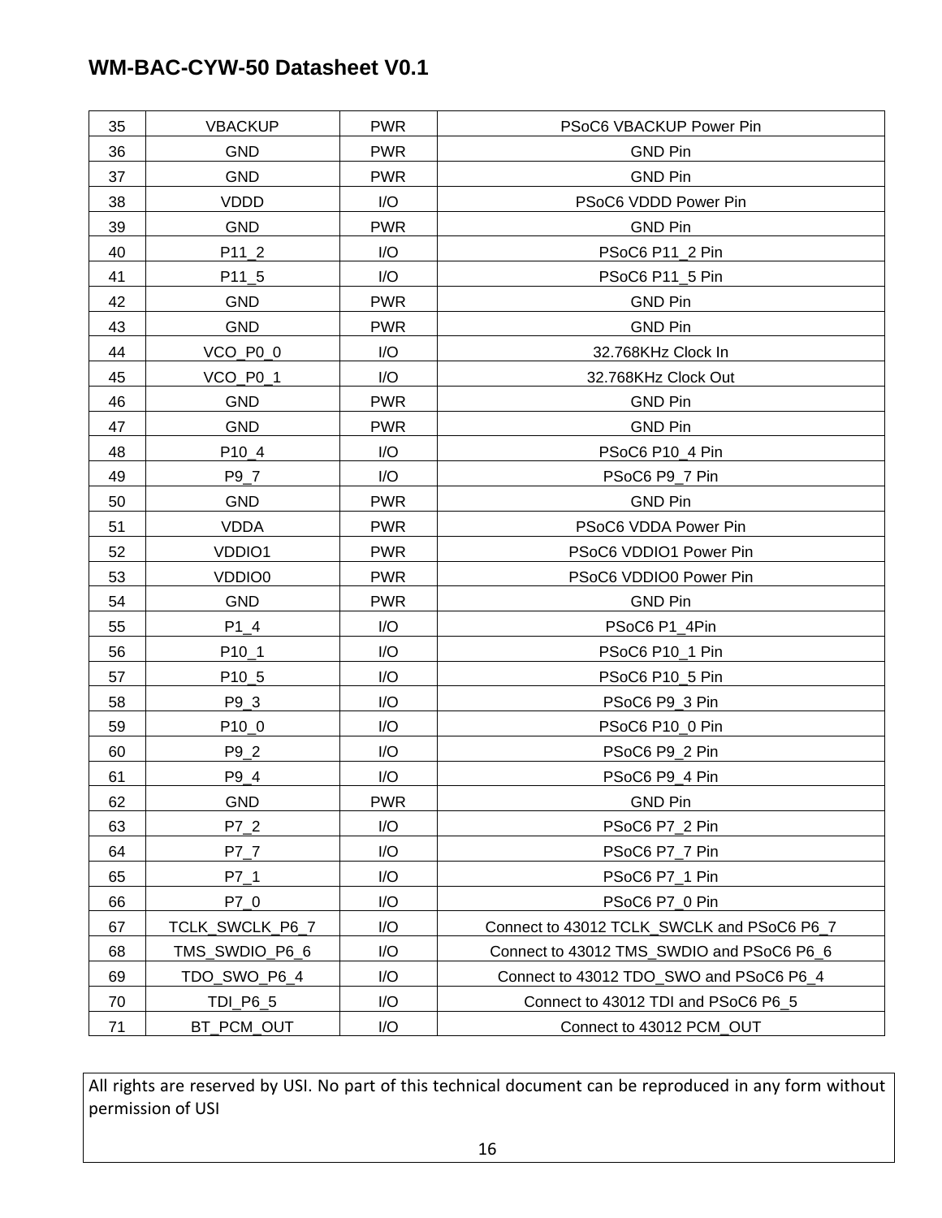| | | | |
|---|---|---|---|
| 35 | VBACKUP | PWR | PSoC6 VBACKUP Power Pin |
| 36 | GND | PWR | GND Pin |
| 37 | GND | PWR | GND Pin |
| 38 | VDDD | I/O | PSoC6 VDDD Power Pin |
| 39 | GND | PWR | GND Pin |
| 40 | P11_2 | I/O | PSoC6 P11_2 Pin |
| 41 | P11_5 | I/O | PSoC6 P11_5 Pin |
| 42 | GND | PWR | GND Pin |
| 43 | GND | PWR | GND Pin |
| 44 | VCO_P0_0 | I/O | 32.768KHz Clock In |
| 45 | VCO_P0_1 | I/O | 32.768KHz Clock Out |
| 46 | GND | PWR | GND Pin |
| 47 | GND | PWR | GND Pin |
| 48 | P10_4 | I/O | PSoC6 P10_4 Pin |
| 49 | P9_7 | I/O | PSoC6 P9_7 Pin |
| 50 | GND | PWR | GND Pin |
| 51 | VDDA | PWR | PSoC6 VDDA Power Pin |
| 52 | VDDIO1 | PWR | PSoC6 VDDIO1 Power Pin |
| 53 | VDDIO0 | PWR | PSoC6 VDDIO0 Power Pin |
| 54 | GND | PWR | GND Pin |
| 55 | P1_4 | I/O | PSoC6 P1_4Pin |
| 56 | P10_1 | I/O | PSoC6 P10_1 Pin |
| 57 | P10_5 | I/O | PSoC6 P10_5 Pin |
| 58 | P9_3 | I/O | PSoC6 P9_3 Pin |
| 59 | P10_0 | I/O | PSoC6 P10_0 Pin |
| 60 | P9_2 | I/O | PSoC6 P9_2 Pin |
| 61 | P9_4 | I/O | PSoC6 P9_4 Pin |
| 62 | GND | PWR | GND Pin |
| 63 | P7_2 | I/O | PSoC6 P7_2 Pin |
| 64 | P7_7 | I/O | PSoC6 P7_7 Pin |
| 65 | P7_1 | I/O | PSoC6 P7_1 Pin |
| 66 | P7_0 | I/O | PSoC6 P7_0 Pin |
| 67 | TCLK_SWCLK_P6_7 | I/O | Connect to 43012 TCLK_SWCLK and PSoC6 P6_7 |
| 68 | TMS_SWDIO_P6_6 | I/O | Connect to 43012 TMS_SWDIO and PSoC6 P6_6 |
| 69 | TDO_SWO_P6_4 | I/O | Connect to 43012 TDO_SWO and PSoC6 P6_4 |
| 70 | TDI_P6_5 | I/O | Connect to 43012 TDI and PSoC6 P6_5 |
| 71 | BT_PCM_OUT | I/O | Connect to 43012 PCM_OUT |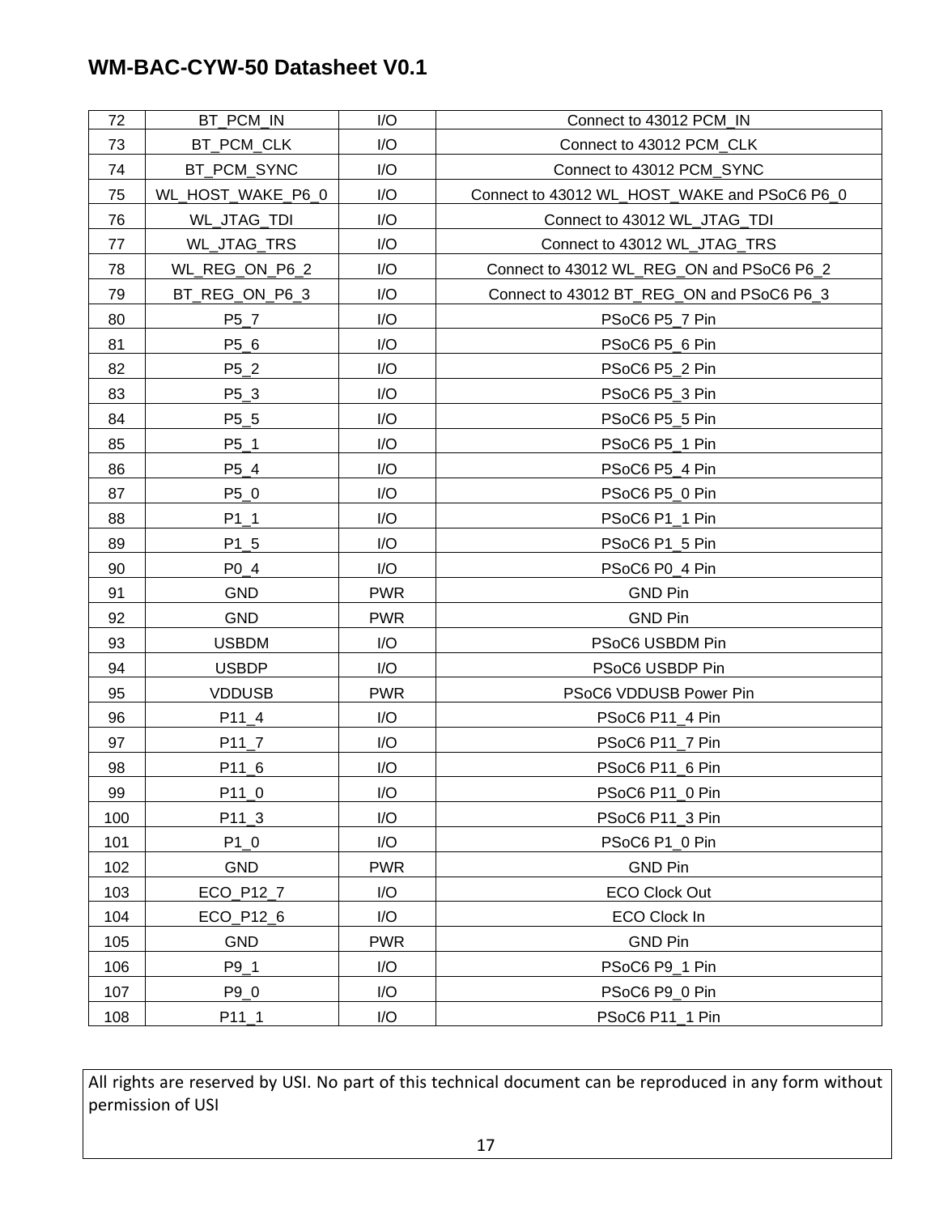| | | | |
|---|---|---|---|
| 72 | BT_PCM_IN | I/O | Connect to 43012 PCM_IN |
| 73 | BT_PCM_CLK | I/O | Connect to 43012 PCM_CLK |
| 74 | BT_PCM_SYNC | I/O | Connect to 43012 PCM_SYNC |
| 75 | WL_HOST_WAKE_P6_0 | I/O | Connect to 43012 WL_HOST_WAKE and PSoC6 P6_0 |
| 76 | WL_JTAG_TDI | I/O | Connect to 43012 WL_JTAG_TDI |
| 77 | WL_JTAG_TRS | I/O | Connect to 43012 WL_JTAG_TRS |
| 78 | WL_REG_ON_P6_2 | I/O | Connect to 43012 WL_REG_ON and PSoC6 P6_2 |
| 79 | BT_REG_ON_P6_3 | I/O | Connect to 43012 BT_REG_ON and PSoC6 P6_3 |
| 80 | P5_7 | I/O | PSoC6 P5_7 Pin |
| 81 | P5_6 | I/O | PSoC6 P5_6 Pin |
| 82 | P5_2 | I/O | PSoC6 P5_2 Pin |
| 83 | P5_3 | I/O | PSoC6 P5_3 Pin |
| 84 | P5_5 | I/O | PSoC6 P5_5 Pin |
| 85 | P5_1 | I/O | PSoC6 P5_1 Pin |
| 86 | P5_4 | I/O | PSoC6 P5_4 Pin |
| 87 | P5_0 | I/O | PSoC6 P5_0 Pin |
| 88 | P1_1 | I/O | PSoC6 P1_1 Pin |
| 89 | P1_5 | I/O | PSoC6 P1_5 Pin |
| 90 | P0_4 | I/O | PSoC6 P0_4 Pin |
| 91 | GND | PWR | GND Pin |
| 92 | GND | PWR | GND Pin |
| 93 | USBDM | I/O | PSoC6 USBDM Pin |
| 94 | USBDP | I/O | PSoC6 USBDP Pin |
| 95 | VDDUSB | PWR | PSoC6 VDDUSB Power Pin |
| 96 | P11_4 | I/O | PSoC6 P11_4 Pin |
| 97 | P11_7 | I/O | PSoC6 P11_7 Pin |
| 98 | P11_6 | I/O | PSoC6 P11_6 Pin |
| 99 | P11_0 | I/O | PSoC6 P11_0 Pin |
| 100 | P11_3 | I/O | PSoC6 P11_3 Pin |
| 101 | P1_0 | I/O | PSoC6 P1_0 Pin |
| 102 | GND | PWR | GND Pin |
| 103 | ECO_P12_7 | I/O | ECO Clock Out |
| 104 | ECO_P12_6 | I/O | ECO Clock In |
| 105 | GND | PWR | GND Pin |
| 106 | P9_1 | I/O | PSoC6 P9_1 Pin |
| 107 | P9_0 | I/O | PSoC6 P9_0 Pin |
| 108 | P11_1 | I/O | PSoC6 P11_1 Pin |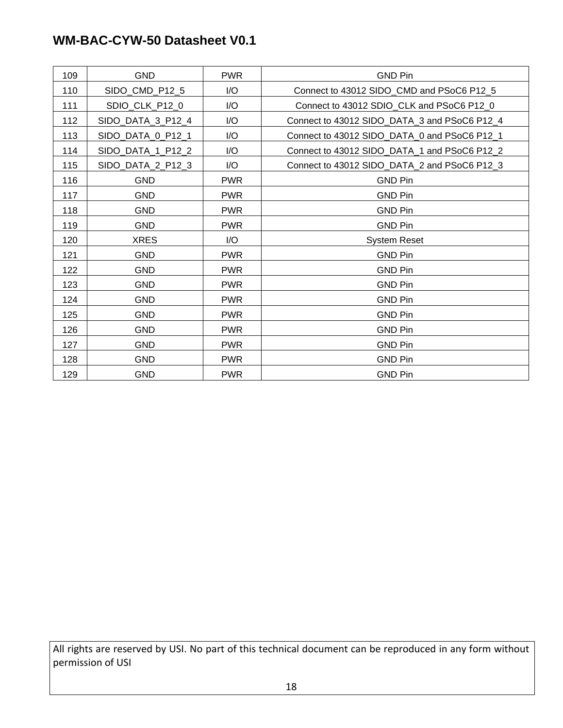| | | | |
|---|---|---|---|
| 109 | GND | PWR | GND Pin |
| 110 | SIDO_CMD_P12_5 | I/O | Connect to 43012 SIDO_CMD and PSoC6 P12_5 |
| 111 | SDIO_CLK_P12_0 | I/O | Connect to 43012 SDIO_CLK and PSoC6 P12_0 |
| 112 | SIDO_DATA_3_P12_4 | I/O | Connect to 43012 SIDO_DATA_3 and PSoC6 P12_4 |
| 113 | SIDO_DATA_0_P12_1 | I/O | Connect to 43012 SIDO_DATA_0 and PSoC6 P12_1 |
| 114 | SIDO_DATA_1_P12_2 | I/O | Connect to 43012 SIDO_DATA_1 and PSoC6 P12_2 |
| 115 | SIDO_DATA_2_P12_3 | I/O | Connect to 43012 SIDO_DATA_2 and PSoC6 P12_3 |
| 116 | GND | PWR | GND Pin |
| 117 | GND | PWR | GND Pin |
| 118 | GND | PWR | GND Pin |
| 119 | GND | PWR | GND Pin |
| 120 | XRES | I/O | System Reset |
| 121 | GND | PWR | GND Pin |
| 122 | GND | PWR | GND Pin |
| 123 | GND | PWR | GND Pin |
| 124 | GND | PWR | GND Pin |
| 125 | GND | PWR | GND Pin |
| 126 | GND | PWR | GND Pin |
| 127 | GND | PWR | GND Pin |
| 128 | GND | PWR | GND Pin |
| 129 | GND | PWR | GND Pin |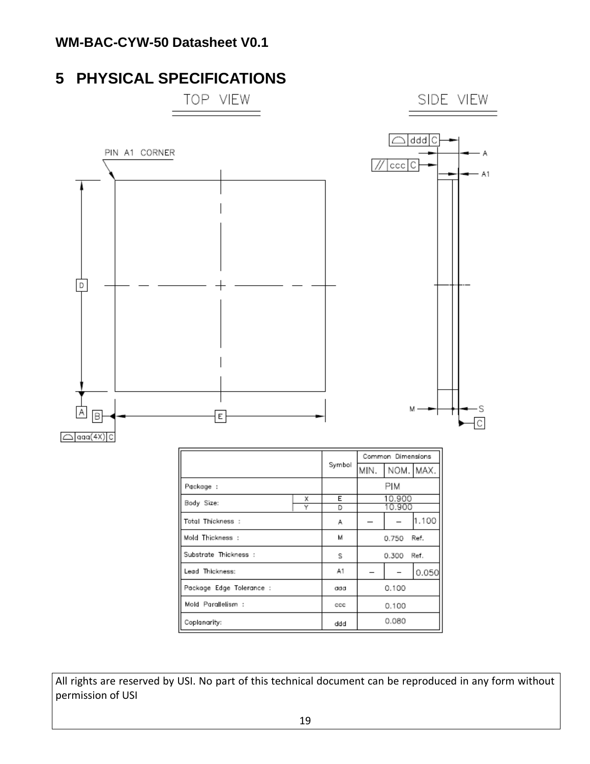# 5 PHYSICAL SPECIFICATIONS

TOP VIEW

SIDE VIEW

PIN A1 CORNER

D

A

B

E

aaa(4X) C

ddd C

A

ccc C

A1

M

S

C

| | | Symbol | Common Dimensions | | |
|---|---|---|---|---|---|
| | | | MIN. | NOM. | MAX. |
| Package : | | | PIM | | |
| Body Size: | X | E | 10.900 | | |
| | Y | D | 10.900 | | |
| Total Thickness : | | A | – | – | 1.100 |
| Mold Thickness : | | M | 0.750 Ref. | | |
| Substrate Thickness : | | S | 0.300 Ref. | | |
| Lead Thickness: | | A1 | – | – | 0.050 |
| Package Edge Tolerance : | | aaa | 0.100 | | |
| Mold Parallelism : | | ccc | 0.100 | | |
| Coplanarity: | | ddd | 0.080 | | |

All rights are reserved by USI. No part of this technical document can be reproduced in any form without permission of USI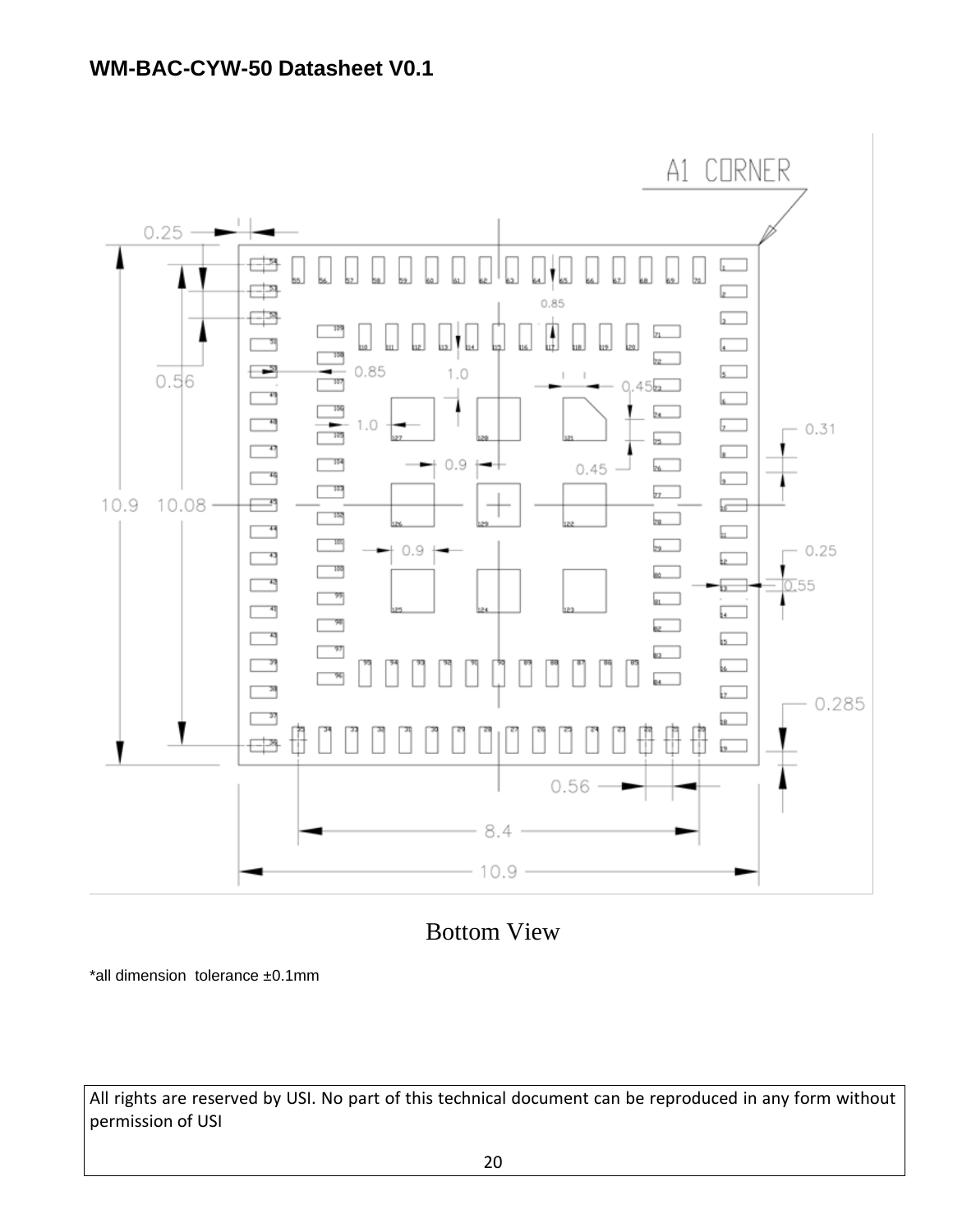A1 CORNER

0.25

0.56

10.9

10.08

0.85

1.0

1.0

0.9

0.9

0.85

0.45

0.45

0.31

0.25

0.55

0.285

0.56

8.4

10.9

Bottom View

*all dimension tolerance ±0.1mm

All rights are reserved by USI. No part of this technical document can be reproduced in any form without permission of USI